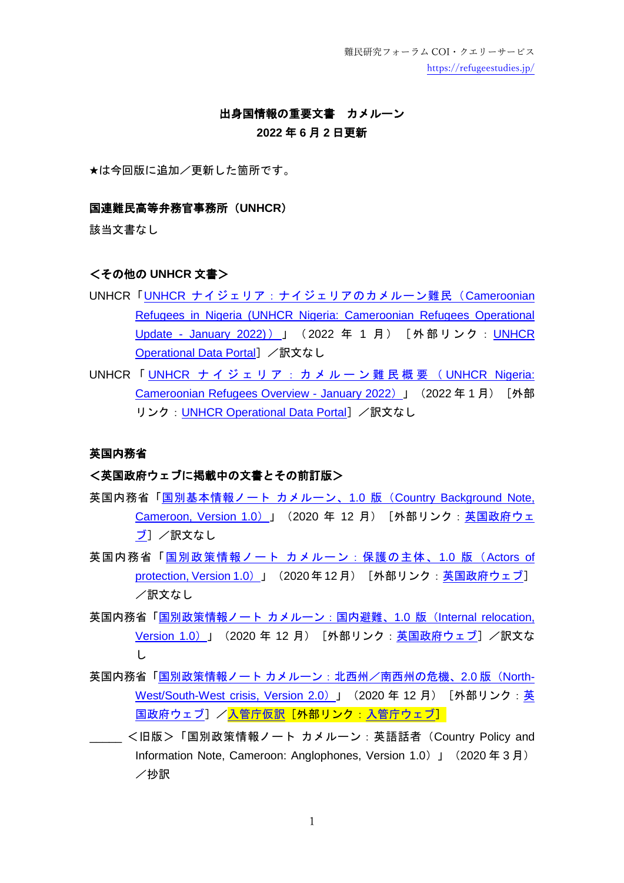難民研究フォーラム COI・クエリーサービス
https://refugeestudies.jp/

# 出身国情報の重要文書　カメルーン
## 2022 年 6 月 2 日更新

★は今回版に追加／更新した箇所です。

### 国連難民高等弁務官事務所（UNHCR）

該当文書なし

### ＜その他の UNHCR 文書＞

UNHCR「UNHCR ナイジェリア：ナイジェリアのカメルーン難民（Cameroonian Refugees in Nigeria (UNHCR Nigeria: Cameroonian Refugees Operational Update - January 2022)）」（2022 年 1 月）［外部リンク：UNHCR Operational Data Portal］／訳文なし

UNHCR「UNHCR ナイジェリア：カメルーン難民概要（UNHCR Nigeria: Cameroonian Refugees Overview - January 2022）」（2022 年 1 月）［外部リンク：UNHCR Operational Data Portal］／訳文なし

### 英国内務省

### ＜英国政府ウェブに掲載中の文書とその前訂版＞

英国内務省「国別基本情報ノート カメルーン、1.0 版（Country Background Note, Cameroon, Version 1.0）」（2020 年 12 月）［外部リンク：英国政府ウェブ］／訳文なし

英国内務省「国別政策情報ノート カメルーン：保護の主体、1.0 版（Actors of protection, Version 1.0）」（2020 年 12 月）［外部リンク：英国政府ウェブ］／訳文なし

英国内務省「国別政策情報ノート カメルーン：国内避難、1.0 版（Internal relocation, Version 1.0）」（2020 年 12 月）［外部リンク：英国政府ウェブ］／訳文なし

英国内務省「国別政策情報ノート カメルーン：北西州／南西州の危機、2.0 版（North-West/South-West crisis, Version 2.0）」（2020 年 12 月）［外部リンク：英国政府ウェブ］／入管庁仮訳［外部リンク：入管庁ウェブ］

_____ ＜旧版＞「国別政策情報ノート カメルーン：英語話者（Country Policy and Information Note, Cameroon: Anglophones, Version 1.0）」（2020 年 3 月）／抄訳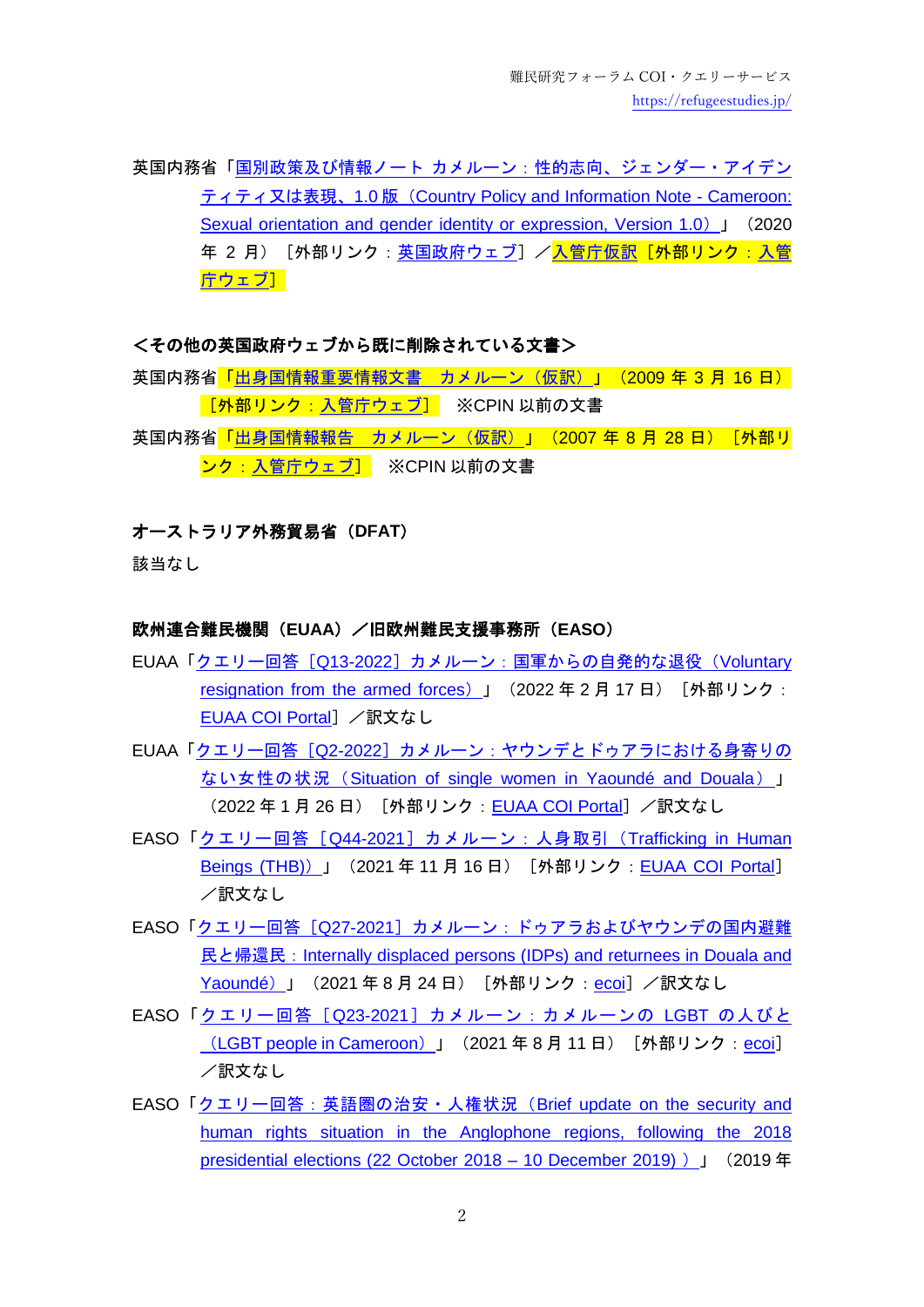英国内務省「国別政策及び情報ノート カメルーン：性的志向、ジェンダー・アイデンティティ又は表現、1.0 版（Country Policy and Information Note - Cameroon: Sexual orientation and gender identity or expression, Version 1.0）」（2020 年 2 月）［外部リンク：英国政府ウェブ］／入管庁仮訳［外部リンク：入管庁ウェブ］

**＜その他の英国政府ウェブから既に削除されている文書＞**

英国内務省「出身国情報重要情報文書　カメルーン（仮訳）」（2009 年 3 月 16 日）［外部リンク：入管庁ウェブ］　※CPIN 以前の文書

英国内務省「出身国情報報告　カメルーン（仮訳）」（2007 年 8 月 28 日）［外部リンク：入管庁ウェブ］　※CPIN 以前の文書

**オーストラリア外務貿易省（DFAT）**

該当なし

**欧州連合難民機関（EUAA）／旧欧州難民支援事務所（EASO）**

EUAA「クエリー回答［Q13-2022］カメルーン：国軍からの自発的な退役（Voluntary resignation from the armed forces）」（2022 年 2 月 17 日）［外部リンク：EUAA COI Portal］／訳文なし

EUAA「クエリー回答［Q2-2022］カメルーン：ヤウンデとドゥアラにおける身寄りのない女性の状況（Situation of single women in Yaoundé and Douala）」（2022 年 1 月 26 日）［外部リンク：EUAA COI Portal］／訳文なし

EASO「クエリー回答［Q44-2021］カメルーン：人身取引（Trafficking in Human Beings (THB)）」（2021 年 11 月 16 日）［外部リンク：EUAA COI Portal］／訳文なし

EASO「クエリー回答［Q27-2021］カメルーン：ドゥアラおよびヤウンデの国内避難民と帰還民：Internally displaced persons (IDPs) and returnees in Douala and Yaoundé）」（2021 年 8 月 24 日）［外部リンク：ecoi］／訳文なし

EASO「クエリー回答［Q23-2021］カメルーン：カメルーンの LGBT の人びと（LGBT people in Cameroon）」（2021 年 8 月 11 日）［外部リンク：ecoi］／訳文なし

EASO「クエリー回答：英語圏の治安・人権状況（Brief update on the security and human rights situation in the Anglophone regions, following the 2018 presidential elections (22 October 2018 – 10 December 2019) ）」（2019 年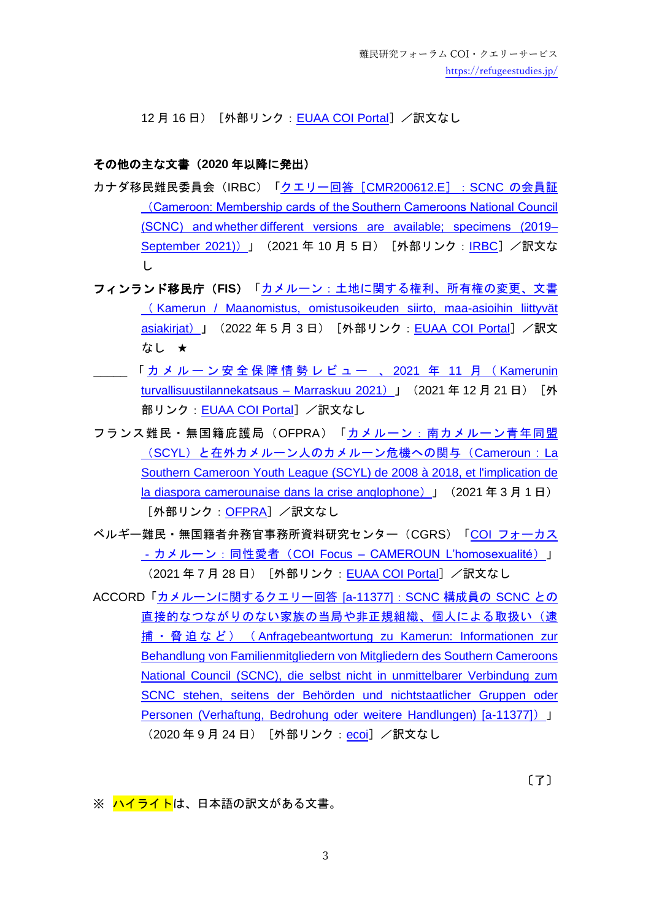12 月 16 日）［外部リンク：EUAA COI Portal］／訳文なし

**その他の主な文書（2020 年以降に発出）**

カナダ移民難民委員会（IRBC）「クエリー回答［CMR200612.E］：SCNC の会員証（Cameroon: Membership cards of the Southern Cameroons National Council (SCNC) and whether different versions are available; specimens (2019–September 2021)）」（2021 年 10 月 5 日）［外部リンク：IRBC］／訳文なし

**フィンランド移民庁（FIS）**「カメルーン：土地に関する権利、所有権の変更、文書（Kamerun / Maanomistus, omistusoikeuden siirto, maa-asioihin liittyvät asiakirjat）」（2022 年 5 月 3 日）［外部リンク：EUAA COI Portal］／訳文なし ★

\_\_\_\_\_「カメルーン安全保障情勢レビュー、2021 年 11 月（Kamerunin turvallisuustilannekatsaus – Marraskuu 2021）」（2021 年 12 月 21 日）［外部リンク：EUAA COI Portal］／訳文なし

フランス難民・無国籍庇護局（OFPRA）「カメルーン：南カメルーン青年同盟（SCYL）と在外カメルーン人のカメルーン危機への関与（Cameroun : La Southern Cameroon Youth League (SCYL) de 2008 à 2018, et l'implication de la diaspora camerounaise dans la crise anglophone）」（2021 年 3 月 1 日）［外部リンク：OFPRA］／訳文なし

ベルギー難民・無国籍者弁務官事務所資料研究センター（CGRS）「COI フォーカス - カメルーン：同性愛者（COI Focus – CAMEROUN L'homosexualité）」（2021 年 7 月 28 日）［外部リンク：EUAA COI Portal］／訳文なし

ACCORD「カメルーンに関するクエリー回答 [a-11377]：SCNC 構成員の SCNC との直接的なつながりのない家族の当局や非正規組織、個人による取扱い（逮捕・脅迫など）（Anfragebeantwortung zu Kamerun: Informationen zur Behandlung von Familienmitgliedern von Mitgliedern des Southern Cameroons National Council (SCNC), die selbst nicht in unmittelbarer Verbindung zum SCNC stehen, seitens der Behörden und nichtstaatlicher Gruppen oder Personen (Verhaftung, Bedrohung oder weitere Handlungen) [a-11377]）」（2020 年 9 月 24 日）［外部リンク：ecoi］／訳文なし

〔了〕

※ ハイライトは、日本語の訳文がある文書。